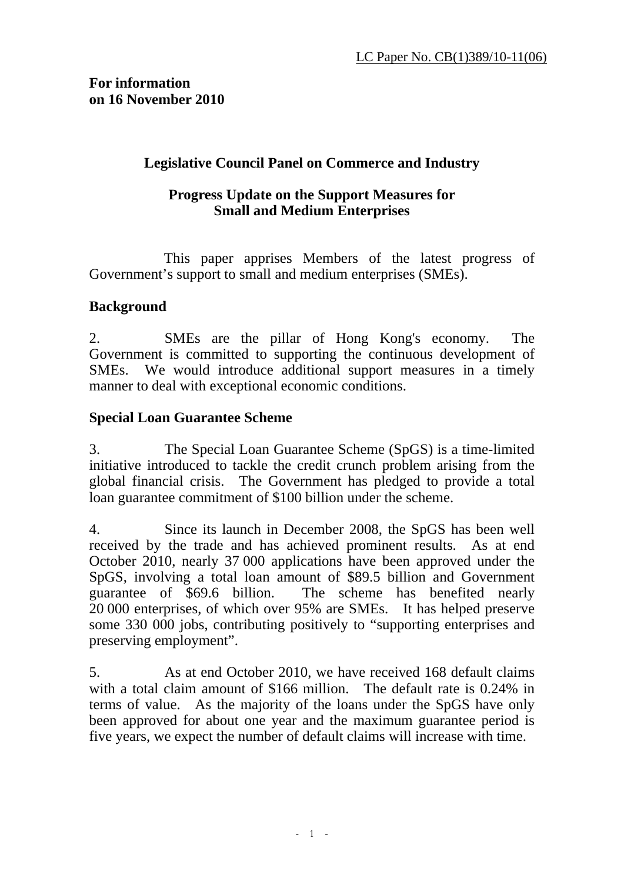LC Paper No. CB(1)389/10-11(06)

**For information**
**on 16 November 2010**

## Legislative Council Panel on Commerce and Industry

## Progress Update on the Support Measures for Small and Medium Enterprises

This paper apprises Members of the latest progress of Government's support to small and medium enterprises (SMEs).

### Background

2. SMEs are the pillar of Hong Kong's economy. The Government is committed to supporting the continuous development of SMEs. We would introduce additional support measures in a timely manner to deal with exceptional economic conditions.

### Special Loan Guarantee Scheme

3. The Special Loan Guarantee Scheme (SpGS) is a time-limited initiative introduced to tackle the credit crunch problem arising from the global financial crisis. The Government has pledged to provide a total loan guarantee commitment of $100 billion under the scheme.

4. Since its launch in December 2008, the SpGS has been well received by the trade and has achieved prominent results. As at end October 2010, nearly 37 000 applications have been approved under the SpGS, involving a total loan amount of $89.5 billion and Government guarantee of $69.6 billion. The scheme has benefited nearly 20 000 enterprises, of which over 95% are SMEs. It has helped preserve some 330 000 jobs, contributing positively to "supporting enterprises and preserving employment".

5. As at end October 2010, we have received 168 default claims with a total claim amount of $166 million. The default rate is 0.24% in terms of value. As the majority of the loans under the SpGS have only been approved for about one year and the maximum guarantee period is five years, we expect the number of default claims will increase with time.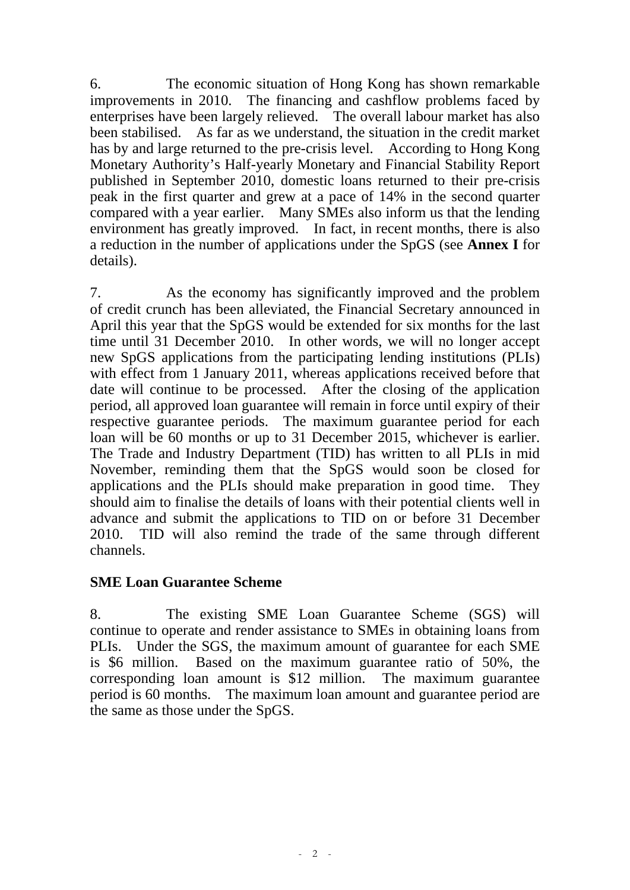6. The economic situation of Hong Kong has shown remarkable improvements in 2010. The financing and cashflow problems faced by enterprises have been largely relieved. The overall labour market has also been stabilised. As far as we understand, the situation in the credit market has by and large returned to the pre-crisis level. According to Hong Kong Monetary Authority's Half-yearly Monetary and Financial Stability Report published in September 2010, domestic loans returned to their pre-crisis peak in the first quarter and grew at a pace of 14% in the second quarter compared with a year earlier. Many SMEs also inform us that the lending environment has greatly improved. In fact, in recent months, there is also a reduction in the number of applications under the SpGS (see **Annex I** for details).

7. As the economy has significantly improved and the problem of credit crunch has been alleviated, the Financial Secretary announced in April this year that the SpGS would be extended for six months for the last time until 31 December 2010. In other words, we will no longer accept new SpGS applications from the participating lending institutions (PLIs) with effect from 1 January 2011, whereas applications received before that date will continue to be processed. After the closing of the application period, all approved loan guarantee will remain in force until expiry of their respective guarantee periods. The maximum guarantee period for each loan will be 60 months or up to 31 December 2015, whichever is earlier. The Trade and Industry Department (TID) has written to all PLIs in mid November, reminding them that the SpGS would soon be closed for applications and the PLIs should make preparation in good time. They should aim to finalise the details of loans with their potential clients well in advance and submit the applications to TID on or before 31 December 2010. TID will also remind the trade of the same through different channels.

**SME Loan Guarantee Scheme**

8. The existing SME Loan Guarantee Scheme (SGS) will continue to operate and render assistance to SMEs in obtaining loans from PLIs. Under the SGS, the maximum amount of guarantee for each SME is $6 million. Based on the maximum guarantee ratio of 50%, the corresponding loan amount is $12 million. The maximum guarantee period is 60 months. The maximum loan amount and guarantee period are the same as those under the SpGS.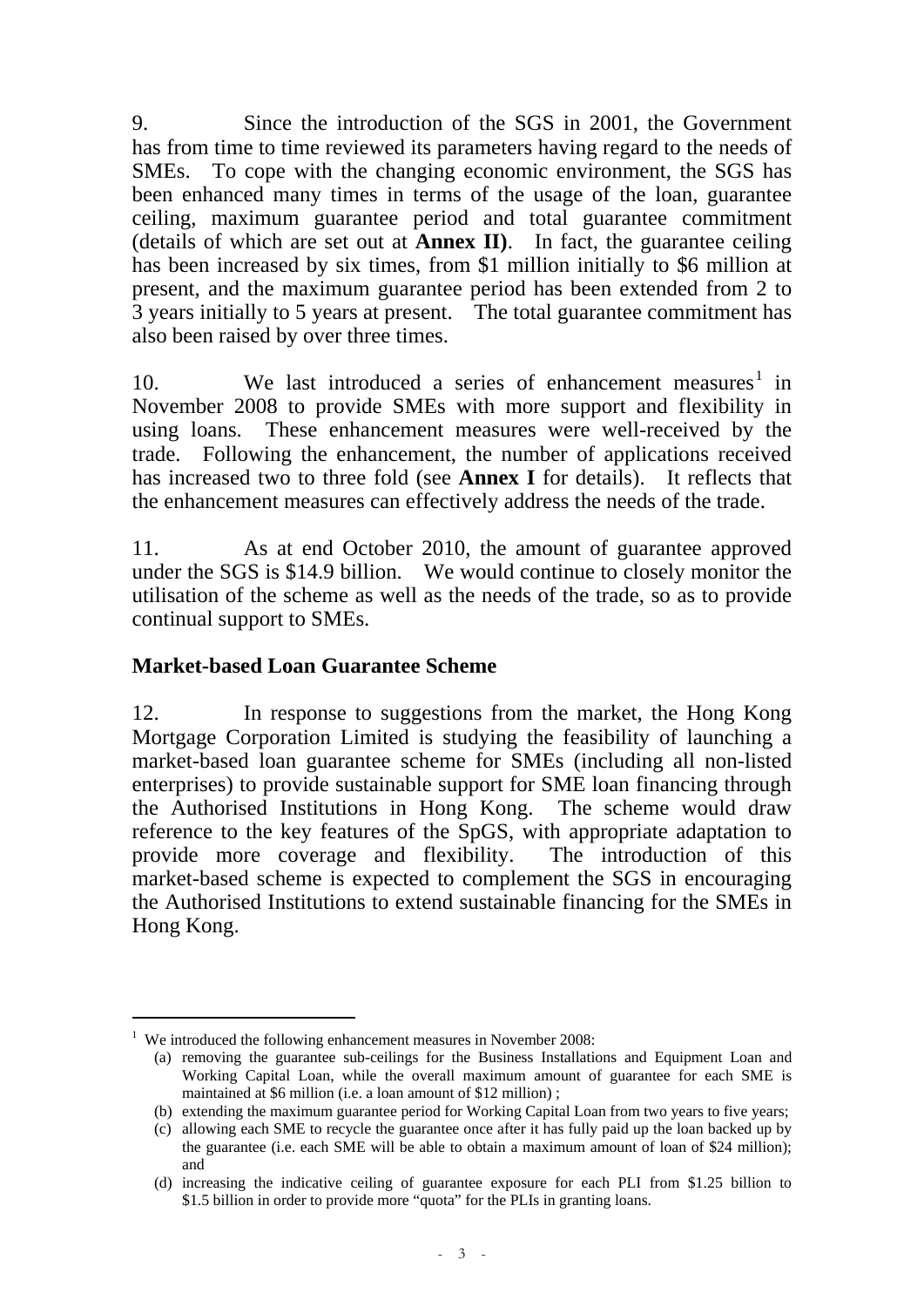9. Since the introduction of the SGS in 2001, the Government has from time to time reviewed its parameters having regard to the needs of SMEs. To cope with the changing economic environment, the SGS has been enhanced many times in terms of the usage of the loan, guarantee ceiling, maximum guarantee period and total guarantee commitment (details of which are set out at **Annex II)**. In fact, the guarantee ceiling has been increased by six times, from $1 million initially to $6 million at present, and the maximum guarantee period has been extended from 2 to 3 years initially to 5 years at present. The total guarantee commitment has also been raised by over three times.

10. We last introduced a series of enhancement measures[1] in November 2008 to provide SMEs with more support and flexibility in using loans. These enhancement measures were well-received by the trade. Following the enhancement, the number of applications received has increased two to three fold (see **Annex I** for details). It reflects that the enhancement measures can effectively address the needs of the trade.

11. As at end October 2010, the amount of guarantee approved under the SGS is $14.9 billion. We would continue to closely monitor the utilisation of the scheme as well as the needs of the trade, so as to provide continual support to SMEs.

## Market-based Loan Guarantee Scheme

12. In response to suggestions from the market, the Hong Kong Mortgage Corporation Limited is studying the feasibility of launching a market-based loan guarantee scheme for SMEs (including all non-listed enterprises) to provide sustainable support for SME loan financing through the Authorised Institutions in Hong Kong. The scheme would draw reference to the key features of the SpGS, with appropriate adaptation to provide more coverage and flexibility. The introduction of this market-based scheme is expected to complement the SGS in encouraging the Authorised Institutions to extend sustainable financing for the SMEs in Hong Kong.

---

[1] We introduced the following enhancement measures in November 2008:

(a) removing the guarantee sub-ceilings for the Business Installations and Equipment Loan and Working Capital Loan, while the overall maximum amount of guarantee for each SME is maintained at $6 million (i.e. a loan amount of $12 million) ;

(b) extending the maximum guarantee period for Working Capital Loan from two years to five years;

(c) allowing each SME to recycle the guarantee once after it has fully paid up the loan backed up by the guarantee (i.e. each SME will be able to obtain a maximum amount of loan of $24 million); and

(d) increasing the indicative ceiling of guarantee exposure for each PLI from $1.25 billion to $1.5 billion in order to provide more "quota" for the PLIs in granting loans.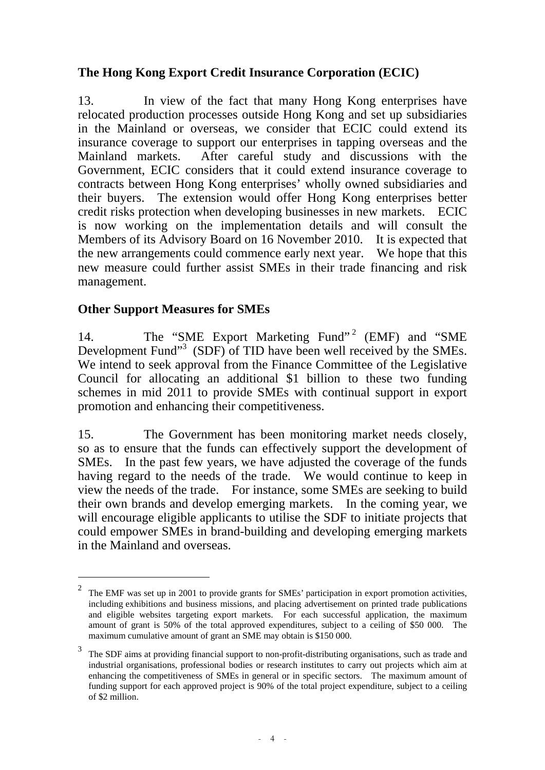## The Hong Kong Export Credit Insurance Corporation (ECIC)

13. In view of the fact that many Hong Kong enterprises have relocated production processes outside Hong Kong and set up subsidiaries in the Mainland or overseas, we consider that ECIC could extend its insurance coverage to support our enterprises in tapping overseas and the Mainland markets. After careful study and discussions with the Government, ECIC considers that it could extend insurance coverage to contracts between Hong Kong enterprises' wholly owned subsidiaries and their buyers. The extension would offer Hong Kong enterprises better credit risks protection when developing businesses in new markets. ECIC is now working on the implementation details and will consult the Members of its Advisory Board on 16 November 2010. It is expected that the new arrangements could commence early next year. We hope that this new measure could further assist SMEs in their trade financing and risk management.

## Other Support Measures for SMEs

14. The "SME Export Marketing Fund"[2] (EMF) and "SME Development Fund"[3] (SDF) of TID have been well received by the SMEs. We intend to seek approval from the Finance Committee of the Legislative Council for allocating an additional $1 billion to these two funding schemes in mid 2011 to provide SMEs with continual support in export promotion and enhancing their competitiveness.

15. The Government has been monitoring market needs closely, so as to ensure that the funds can effectively support the development of SMEs. In the past few years, we have adjusted the coverage of the funds having regard to the needs of the trade. We would continue to keep in view the needs of the trade. For instance, some SMEs are seeking to build their own brands and develop emerging markets. In the coming year, we will encourage eligible applicants to utilise the SDF to initiate projects that could empower SMEs in brand-building and developing emerging markets in the Mainland and overseas.

---

[2] The EMF was set up in 2001 to provide grants for SMEs' participation in export promotion activities, including exhibitions and business missions, and placing advertisement on printed trade publications and eligible websites targeting export markets. For each successful application, the maximum amount of grant is 50% of the total approved expenditures, subject to a ceiling of $50 000. The maximum cumulative amount of grant an SME may obtain is $150 000.

[3] The SDF aims at providing financial support to non-profit-distributing organisations, such as trade and industrial organisations, professional bodies or research institutes to carry out projects which aim at enhancing the competitiveness of SMEs in general or in specific sectors. The maximum amount of funding support for each approved project is 90% of the total project expenditure, subject to a ceiling of $2 million.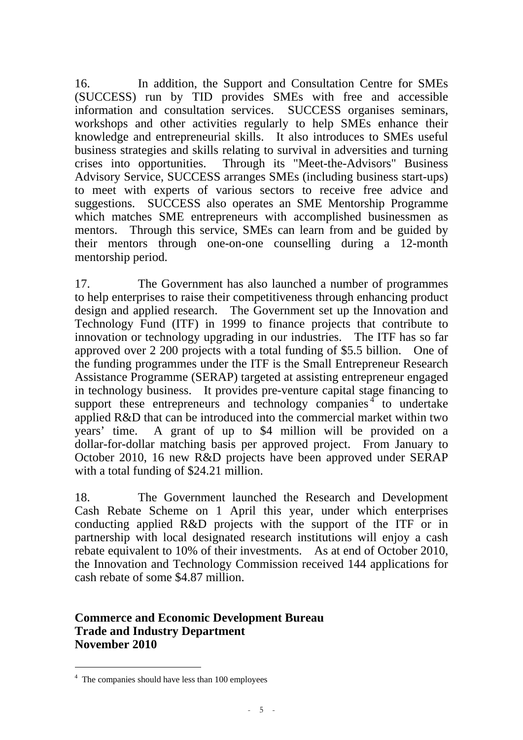16. In addition, the Support and Consultation Centre for SMEs (SUCCESS) run by TID provides SMEs with free and accessible information and consultation services. SUCCESS organises seminars, workshops and other activities regularly to help SMEs enhance their knowledge and entrepreneurial skills. It also introduces to SMEs useful business strategies and skills relating to survival in adversities and turning crises into opportunities. Through its "Meet-the-Advisors" Business Advisory Service, SUCCESS arranges SMEs (including business start-ups) to meet with experts of various sectors to receive free advice and suggestions. SUCCESS also operates an SME Mentorship Programme which matches SME entrepreneurs with accomplished businessmen as mentors. Through this service, SMEs can learn from and be guided by their mentors through one-on-one counselling during a 12-month mentorship period.

17. The Government has also launched a number of programmes to help enterprises to raise their competitiveness through enhancing product design and applied research. The Government set up the Innovation and Technology Fund (ITF) in 1999 to finance projects that contribute to innovation or technology upgrading in our industries. The ITF has so far approved over 2 200 projects with a total funding of $5.5 billion. One of the funding programmes under the ITF is the Small Entrepreneur Research Assistance Programme (SERAP) targeted at assisting entrepreneur engaged in technology business. It provides pre-venture capital stage financing to support these entrepreneurs and technology companies[4] to undertake applied R&D that can be introduced into the commercial market within two years' time. A grant of up to $4 million will be provided on a dollar-for-dollar matching basis per approved project. From January to October 2010, 16 new R&D projects have been approved under SERAP with a total funding of $24.21 million.

18. The Government launched the Research and Development Cash Rebate Scheme on 1 April this year, under which enterprises conducting applied R&D projects with the support of the ITF or in partnership with local designated research institutions will enjoy a cash rebate equivalent to 10% of their investments. As at end of October 2010, the Innovation and Technology Commission received 144 applications for cash rebate of some $4.87 million.

**Commerce and Economic Development Bureau**
**Trade and Industry Department**
**November 2010**

[4] The companies should have less than 100 employees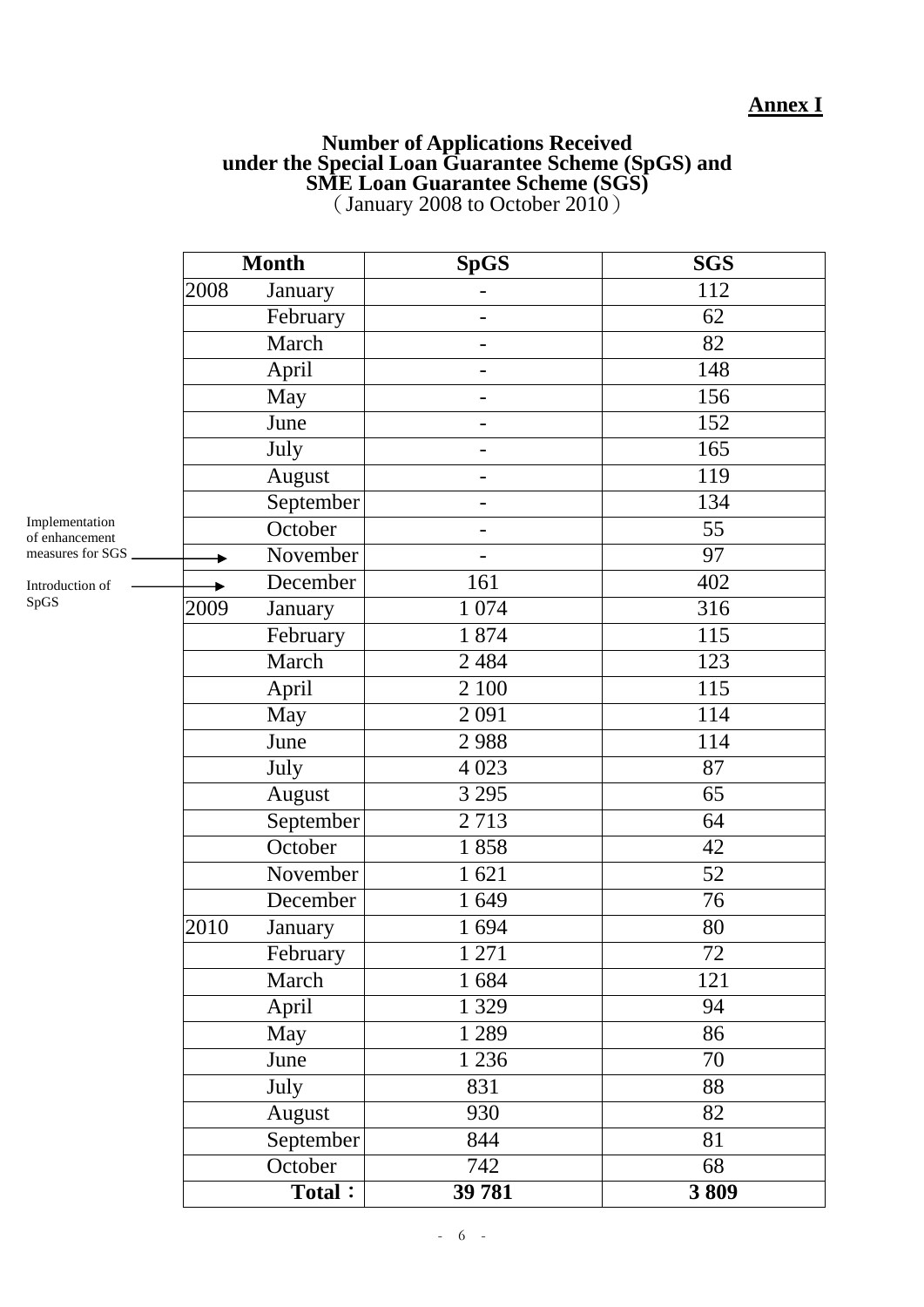**Annex I**

**Number of Applications Received under the Special Loan Guarantee Scheme (SpGS) and SME Loan Guarantee Scheme (SGS)**
（January 2008 to October 2010）

| Month | | SpGS | SGS |
|---|---|---|---|
| 2008 | January | - | 112 |
| | February | - | 62 |
| | March | - | 82 |
| | April | - | 148 |
| | May | - | 156 |
| | June | - | 152 |
| | July | - | 165 |
| | August | - | 119 |
| | September | - | 134 |
| | October | - | 55 |
| | November (Implementation of enhancement measures for SGS) | - | 97 |
| | December (Introduction of SpGS) | 161 | 402 |
| 2009 | January | 1 074 | 316 |
| | February | 1 874 | 115 |
| | March | 2 484 | 123 |
| | April | 2 100 | 115 |
| | May | 2 091 | 114 |
| | June | 2 988 | 114 |
| | July | 4 023 | 87 |
| | August | 3 295 | 65 |
| | September | 2 713 | 64 |
| | October | 1 858 | 42 |
| | November | 1 621 | 52 |
| | December | 1 649 | 76 |
| 2010 | January | 1 694 | 80 |
| | February | 1 271 | 72 |
| | March | 1 684 | 121 |
| | April | 1 329 | 94 |
| | May | 1 289 | 86 |
| | June | 1 236 | 70 |
| | July | 831 | 88 |
| | August | 930 | 82 |
| | September | 844 | 81 |
| | October | 742 | 68 |
| | **Total：** | **39 781** | **3 809** |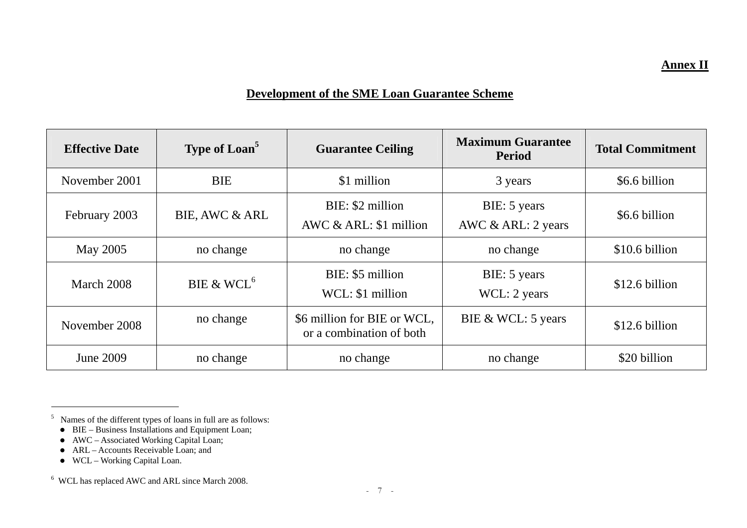**Annex II**

**Development of the SME Loan Guarantee Scheme**

| Effective Date | Type of Loan[5] | Guarantee Ceiling | Maximum Guarantee Period | Total Commitment |
|---|---|---|---|---|
| November 2001 | BIE | $1 million | 3 years | $6.6 billion |
| February 2003 | BIE, AWC & ARL | BIE: $2 million<br>AWC & ARL: $1 million | BIE: 5 years<br>AWC & ARL: 2 years | $6.6 billion |
| May 2005 | no change | no change | no change | $10.6 billion |
| March 2008 | BIE & WCL[6] | BIE: $5 million<br>WCL: $1 million | BIE: 5 years<br>WCL: 2 years | $12.6 billion |
| November 2008 | no change | $6 million for BIE or WCL, or a combination of both | BIE & WCL: 5 years | $12.6 billion |
| June 2009 | no change | no change | no change | $20 billion |

---

[5] Names of the different types of loans in full are as follows:
- BIE – Business Installations and Equipment Loan;
- AWC – Associated Working Capital Loan;
- ARL – Accounts Receivable Loan; and
- WCL – Working Capital Loan.

[6] WCL has replaced AWC and ARL since March 2008.